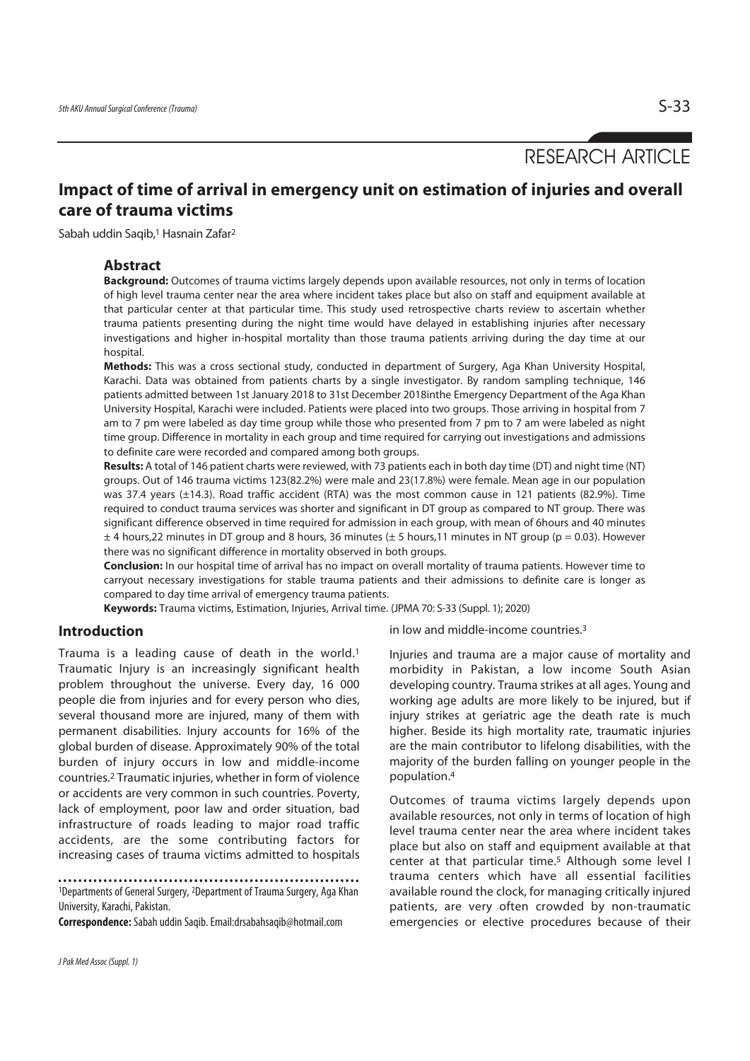RESEARCH ARTICLE

# Impact of time of arrival in emergency unit on estimation of injuries and overall care of trauma victims

Sabah uddin Saqib,[1] Hasnain Zafar[2]

## Abstract

**Background:** Outcomes of trauma victims largely depends upon available resources, not only in terms of location of high level trauma center near the area where incident takes place but also on staff and equipment available at that particular center at that particular time. This study used retrospective charts review to ascertain whether trauma patients presenting during the night time would have delayed in establishing injuries after necessary investigations and higher in-hospital mortality than those trauma patients arriving during the day time at our hospital.

**Methods:** This was a cross sectional study, conducted in department of Surgery, Aga Khan University Hospital, Karachi. Data was obtained from patients charts by a single investigator. By random sampling technique, 146 patients admitted between 1st January 2018 to 31st December 2018inthe Emergency Department of the Aga Khan University Hospital, Karachi were included. Patients were placed into two groups. Those arriving in hospital from 7 am to 7 pm were labeled as day time group while those who presented from 7 pm to 7 am were labeled as night time group. Difference in mortality in each group and time required for carrying out investigations and admissions to definite care were recorded and compared among both groups.

**Results:** A total of 146 patient charts were reviewed, with 73 patients each in both day time (DT) and night time (NT) groups. Out of 146 trauma victims 123(82.2%) were male and 23(17.8%) were female. Mean age in our population was 37.4 years (±14.3). Road traffic accident (RTA) was the most common cause in 121 patients (82.9%). Time required to conduct trauma services was shorter and significant in DT group as compared to NT group. There was significant difference observed in time required for admission in each group, with mean of 6hours and 40 minutes ± 4 hours,22 minutes in DT group and 8 hours, 36 minutes (± 5 hours,11 minutes in NT group ($p = 0.03$). However there was no significant difference in mortality observed in both groups.

**Conclusion:** In our hospital time of arrival has no impact on overall mortality of trauma patients. However time to carryout necessary investigations for stable trauma patients and their admissions to definite care is longer as compared to day time arrival of emergency trauma patients.

**Keywords:** Trauma victims, Estimation, Injuries, Arrival time. (JPMA 70: S-33 (Suppl. 1); 2020)

## Introduction

Trauma is a leading cause of death in the world.[1] Traumatic Injury is an increasingly significant health problem throughout the universe. Every day, 16 000 people die from injuries and for every person who dies, several thousand more are injured, many of them with permanent disabilities. Injury accounts for 16% of the global burden of disease. Approximately 90% of the total burden of injury occurs in low and middle-income countries.[2] Traumatic injuries, whether in form of violence or accidents are very common in such countries. Poverty, lack of employment, poor law and order situation, bad infrastructure of roads leading to major road traffic accidents, are the some contributing factors for increasing cases of trauma victims admitted to hospitals in low and middle-income countries.[3]

Injuries and trauma are a major cause of mortality and morbidity in Pakistan, a low income South Asian developing country. Trauma strikes at all ages. Young and working age adults are more likely to be injured, but if injury strikes at geriatric age the death rate is much higher. Beside its high mortality rate, traumatic injuries are the main contributor to lifelong disabilities, with the majority of the burden falling on younger people in the population.[4]

Outcomes of trauma victims largely depends upon available resources, not only in terms of location of high level trauma center near the area where incident takes place but also on staff and equipment available at that center at that particular time.[5] Although some level I trauma centers which have all essential facilities available round the clock, for managing critically injured patients, are very often crowded by non-traumatic emergencies or elective procedures because of their

[1]Departments of General Surgery, [2]Department of Trauma Surgery, Aga Khan University, Karachi, Pakistan.

**Correspondence:** Sabah uddin Saqib. Email:drsabahsaqib@hotmail.com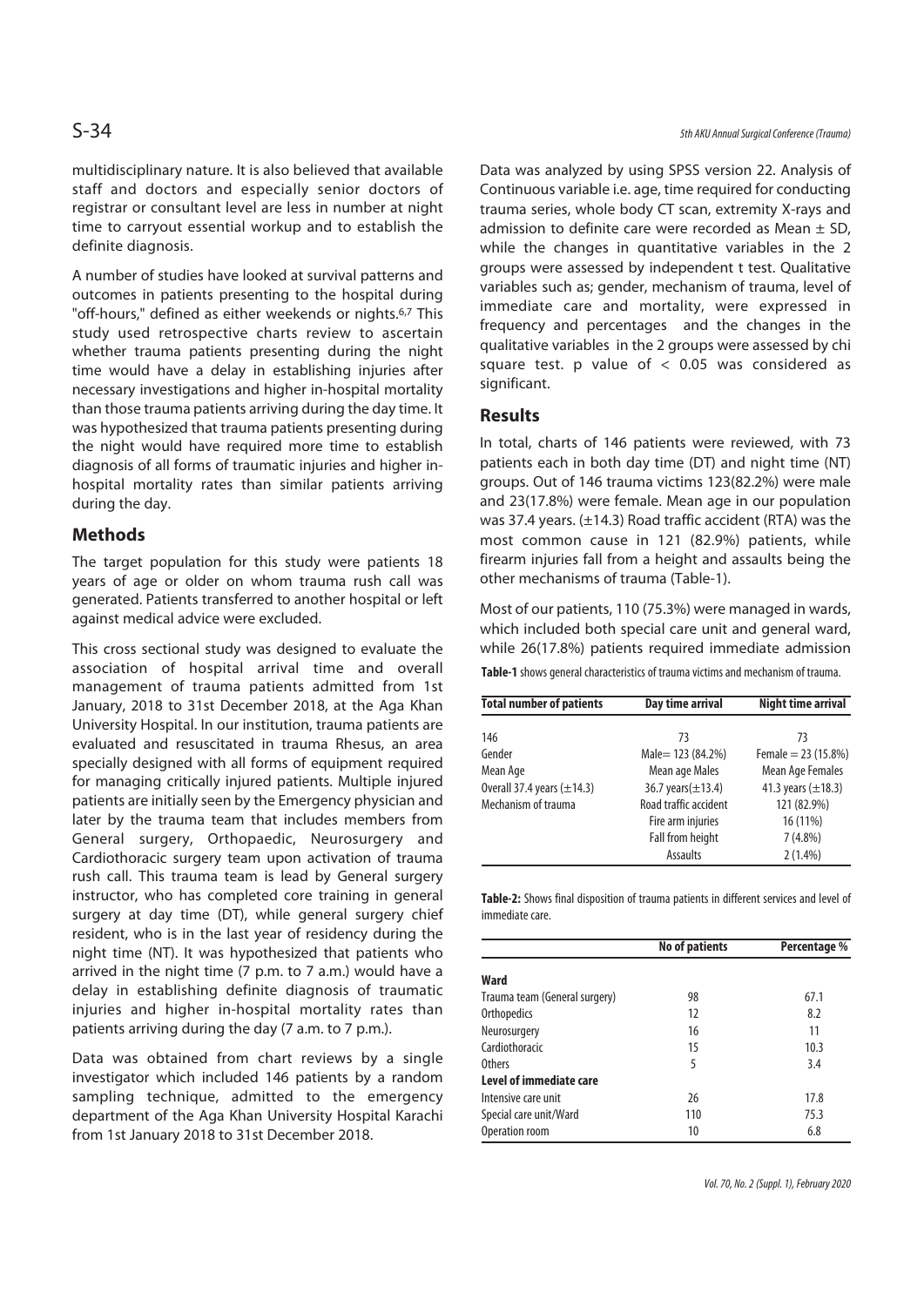multidisciplinary nature. It is also believed that available staff and doctors and especially senior doctors of registrar or consultant level are less in number at night time to carryout essential workup and to establish the definite diagnosis.

A number of studies have looked at survival patterns and outcomes in patients presenting to the hospital during "off-hours," defined as either weekends or nights.[6,7] This study used retrospective charts review to ascertain whether trauma patients presenting during the night time would have a delay in establishing injuries after necessary investigations and higher in-hospital mortality than those trauma patients arriving during the day time. It was hypothesized that trauma patients presenting during the night would have required more time to establish diagnosis of all forms of traumatic injuries and higher in-hospital mortality rates than similar patients arriving during the day.

## Methods

The target population for this study were patients 18 years of age or older on whom trauma rush call was generated. Patients transferred to another hospital or left against medical advice were excluded.

This cross sectional study was designed to evaluate the association of hospital arrival time and overall management of trauma patients admitted from 1st January, 2018 to 31st December 2018, at the Aga Khan University Hospital. In our institution, trauma patients are evaluated and resuscitated in trauma Rhesus, an area specially designed with all forms of equipment required for managing critically injured patients. Multiple injured patients are initially seen by the Emergency physician and later by the trauma team that includes members from General surgery, Orthopaedic, Neurosurgery and Cardiothoracic surgery team upon activation of trauma rush call. This trauma team is lead by General surgery instructor, who has completed core training in general surgery at day time (DT), while general surgery chief resident, who is in the last year of residency during the night time (NT). It was hypothesized that patients who arrived in the night time (7 p.m. to 7 a.m.) would have a delay in establishing definite diagnosis of traumatic injuries and higher in-hospital mortality rates than patients arriving during the day (7 a.m. to 7 p.m.).

Data was obtained from chart reviews by a single investigator which included 146 patients by a random sampling technique, admitted to the emergency department of the Aga Khan University Hospital Karachi from 1st January 2018 to 31st December 2018.

Data was analyzed by using SPSS version 22. Analysis of Continuous variable i.e. age, time required for conducting trauma series, whole body CT scan, extremity X-rays and admission to definite care were recorded as Mean ± SD, while the changes in quantitative variables in the 2 groups were assessed by independent t test. Qualitative variables such as; gender, mechanism of trauma, level of immediate care and mortality, were expressed in frequency and percentages and the changes in the qualitative variables in the 2 groups were assessed by chi square test. p value of $< 0.05$ was considered as significant.

## Results

In total, charts of 146 patients were reviewed, with 73 patients each in both day time (DT) and night time (NT) groups. Out of 146 trauma victims 123(82.2%) were male and 23(17.8%) were female. Mean age in our population was 37.4 years. (±14.3) Road traffic accident (RTA) was the most common cause in 121 (82.9%) patients, while firearm injuries fall from a height and assaults being the other mechanisms of trauma (Table-1).

Most of our patients, 110 (75.3%) were managed in wards, which included both special care unit and general ward, while 26(17.8%) patients required immediate admission

**Table-1** shows general characteristics of trauma victims and mechanism of trauma.

| Total number of patients | Day time arrival | Night time arrival |
|---|---|---|
| 146 | 73 | 73 |
| Gender | Male= 123 (84.2%) | Female = 23 (15.8%) |
| Mean Age | Mean age Males | Mean Age Females |
| Overall 37.4 years (±14.3) | 36.7 years(±13.4) | 41.3 years (±18.3) |
| Mechanism of trauma | Road traffic accident | 121 (82.9%) |
| | Fire arm injuries | 16 (11%) |
| | Fall from height | 7 (4.8%) |
| | Assaults | 2 (1.4%) |

**Table-2:** Shows final disposition of trauma patients in different services and level of immediate care.

| | No of patients | Percentage % |
|---|---|---|
| **Ward** | | |
| Trauma team (General surgery) | 98 | 67.1 |
| Orthopedics | 12 | 8.2 |
| Neurosurgery | 16 | 11 |
| Cardiothoracic | 15 | 10.3 |
| Others | 5 | 3.4 |
| **Level of immediate care** | | |
| Intensive care unit | 26 | 17.8 |
| Special care unit/Ward | 110 | 75.3 |
| Operation room | 10 | 6.8 |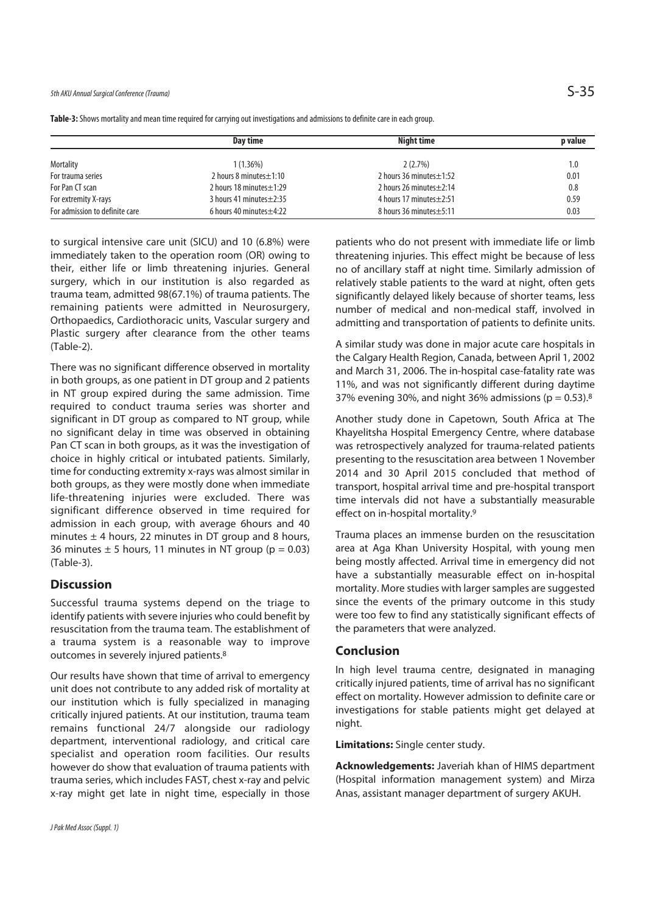**Table-3:** Shows mortality and mean time required for carrying out investigations and admissions to definite care in each group.

| | Day time | Night time | p value |
|---|---|---|---|
| Mortality | 1 (1.36%) | 2 (2.7%) | 1.0 |
| For trauma series | 2 hours 8 minutes±1:10 | 2 hours 36 minutes±1:52 | 0.01 |
| For Pan CT scan | 2 hours 18 minutes±1:29 | 2 hours 26 minutes±2:14 | 0.8 |
| For extremity X-rays | 3 hours 41 minutes±2:35 | 4 hours 17 minutes±2:51 | 0.59 |
| For admission to definite care | 6 hours 40 minutes±4:22 | 8 hours 36 minutes±5:11 | 0.03 |

to surgical intensive care unit (SICU) and 10 (6.8%) were immediately taken to the operation room (OR) owing to their, either life or limb threatening injuries. General surgery, which in our institution is also regarded as trauma team, admitted 98(67.1%) of trauma patients. The remaining patients were admitted in Neurosurgery, Orthopaedics, Cardiothoracic units, Vascular surgery and Plastic surgery after clearance from the other teams (Table-2).

There was no significant difference observed in mortality in both groups, as one patient in DT group and 2 patients in NT group expired during the same admission. Time required to conduct trauma series was shorter and significant in DT group as compared to NT group, while no significant delay in time was observed in obtaining Pan CT scan in both groups, as it was the investigation of choice in highly critical or intubated patients. Similarly, time for conducting extremity x-rays was almost similar in both groups, as they were mostly done when immediate life-threatening injuries were excluded. There was significant difference observed in time required for admission in each group, with average 6hours and 40 minutes ± 4 hours, 22 minutes in DT group and 8 hours, 36 minutes ± 5 hours, 11 minutes in NT group (p = 0.03) (Table-3).

## Discussion

Successful trauma systems depend on the triage to identify patients with severe injuries who could benefit by resuscitation from the trauma team. The establishment of a trauma system is a reasonable way to improve outcomes in severely injured patients.[8]

Our results have shown that time of arrival to emergency unit does not contribute to any added risk of mortality at our institution which is fully specialized in managing critically injured patients. At our institution, trauma team remains functional 24/7 alongside our radiology department, interventional radiology, and critical care specialist and operation room facilities. Our results however do show that evaluation of trauma patients with trauma series, which includes FAST, chest x-ray and pelvic x-ray might get late in night time, especially in those patients who do not present with immediate life or limb threatening injuries. This effect might be because of less no of ancillary staff at night time. Similarly admission of relatively stable patients to the ward at night, often gets significantly delayed likely because of shorter teams, less number of medical and non-medical staff, involved in admitting and transportation of patients to definite units.

A similar study was done in major acute care hospitals in the Calgary Health Region, Canada, between April 1, 2002 and March 31, 2006. The in-hospital case-fatality rate was 11%, and was not significantly different during daytime 37% evening 30%, and night 36% admissions (p = 0.53).[8]

Another study done in Capetown, South Africa at The Khayelitsha Hospital Emergency Centre, where database was retrospectively analyzed for trauma-related patients presenting to the resuscitation area between 1 November 2014 and 30 April 2015 concluded that method of transport, hospital arrival time and pre-hospital transport time intervals did not have a substantially measurable effect on in-hospital mortality.[9]

Trauma places an immense burden on the resuscitation area at Aga Khan University Hospital, with young men being mostly affected. Arrival time in emergency did not have a substantially measurable effect on in-hospital mortality. More studies with larger samples are suggested since the events of the primary outcome in this study were too few to find any statistically significant effects of the parameters that were analyzed.

## Conclusion

In high level trauma centre, designated in managing critically injured patients, time of arrival has no significant effect on mortality. However admission to definite care or investigations for stable patients might get delayed at night.

**Limitations:** Single center study.

**Acknowledgements:** Javeriah khan of HIMS department (Hospital information management system) and Mirza Anas, assistant manager department of surgery AKUH.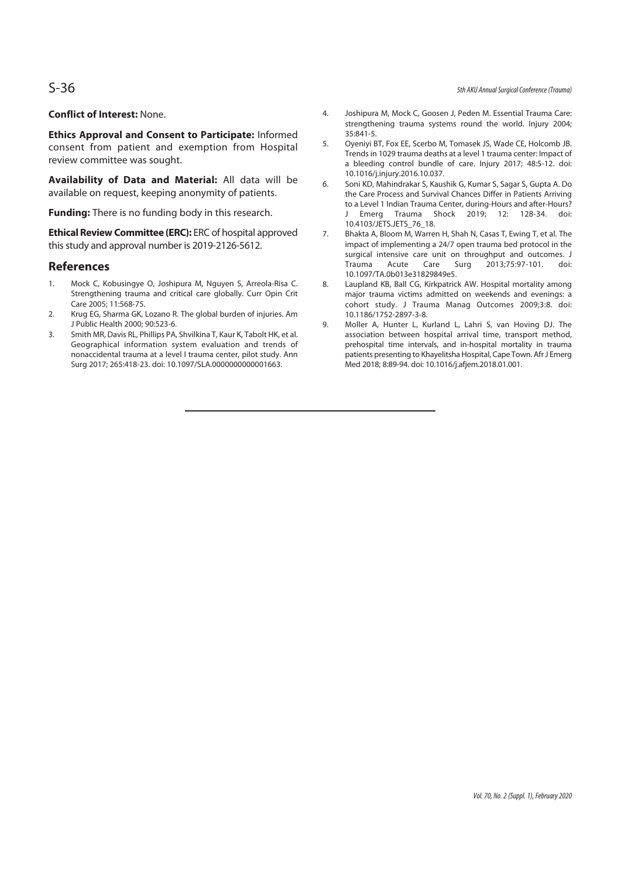**Conflict of Interest:** None.

**Ethics Approval and Consent to Participate:** Informed consent from patient and exemption from Hospital review committee was sought.

**Availability of Data and Material:** All data will be available on request, keeping anonymity of patients.

**Funding:** There is no funding body in this research.

**Ethical Review Committee (ERC):** ERC of hospital approved this study and approval number is 2019-2126-5612.

## References

1. Mock C, Kobusingye O, Joshipura M, Nguyen S, Arreola-Risa C. Strengthening trauma and critical care globally. Curr Opin Crit Care 2005; 11:568-75.
2. Krug EG, Sharma GK, Lozano R. The global burden of injuries. Am J Public Health 2000; 90:523-6.
3. Smith MR, Davis RL, Phillips PA, Shvilkina T, Kaur K, Tabolt HK, et al. Geographical information system evaluation and trends of nonaccidental trauma at a level I trauma center, pilot study. Ann Surg 2017; 265:418-23. doi: 10.1097/SLA.0000000000001663.
4. Joshipura M, Mock C, Goosen J, Peden M. Essential Trauma Care: strengthening trauma systems round the world. Injury 2004; 35:841-5.
5. Oyeniyi BT, Fox EE, Scerbo M, Tomasek JS, Wade CE, Holcomb JB. Trends in 1029 trauma deaths at a level 1 trauma center: Impact of a bleeding control bundle of care. Injury 2017; 48:5-12. doi: 10.1016/j.injury.2016.10.037.
6. Soni KD, Mahindrakar S, Kaushik G, Kumar S, Sagar S, Gupta A. Do the Care Process and Survival Chances Differ in Patients Arriving to a Level 1 Indian Trauma Center, during-Hours and after-Hours? J Emerg Trauma Shock 2019; 12: 128-34. doi: 10.4103/JETS.JETS_76_18.
7. Bhakta A, Bloom M, Warren H, Shah N, Casas T, Ewing T, et al. The impact of implementing a 24/7 open trauma bed protocol in the surgical intensive care unit on throughput and outcomes. J Trauma Acute Care Surg 2013;75:97-101. doi: 10.1097/TA.0b013e31829849e5.
8. Laupland KB, Ball CG, Kirkpatrick AW. Hospital mortality among major trauma victims admitted on weekends and evenings: a cohort study. J Trauma Manag Outcomes 2009;3:8. doi: 10.1186/1752-2897-3-8.
9. Moller A, Hunter L, Kurland L, Lahri S, van Hoving DJ. The association between hospital arrival time, transport method, prehospital time intervals, and in-hospital mortality in trauma patients presenting to Khayelitsha Hospital, Cape Town. Afr J Emerg Med 2018; 8:89-94. doi: 10.1016/j.afjem.2018.01.001.